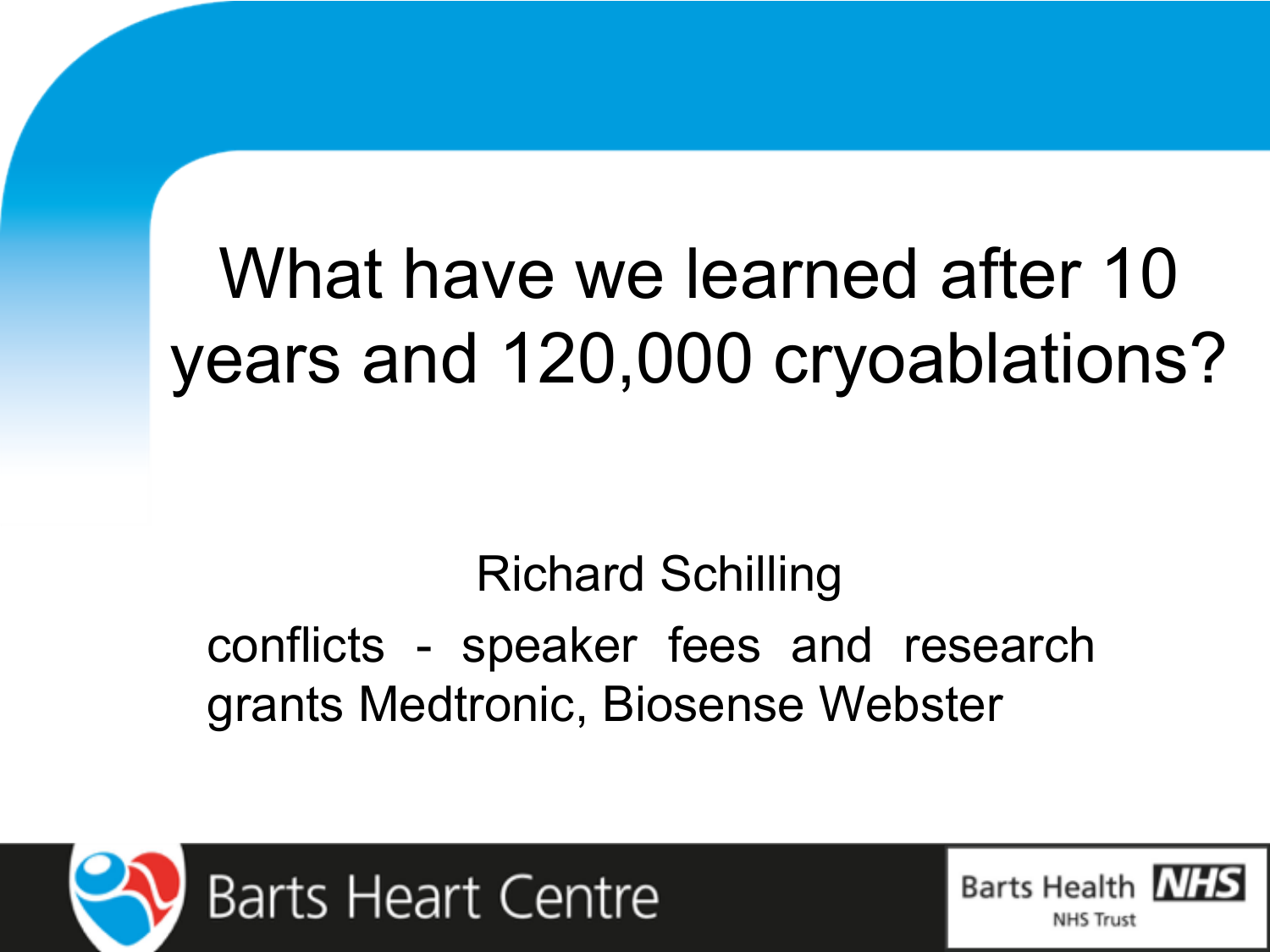# What have we learned after 10 years and 120,000 cryoablations?

Richard Schilling

conflicts - speaker fees and research grants Medtronic, Biosense Webster

Barts Heart Centre

Barts Health NHS Trust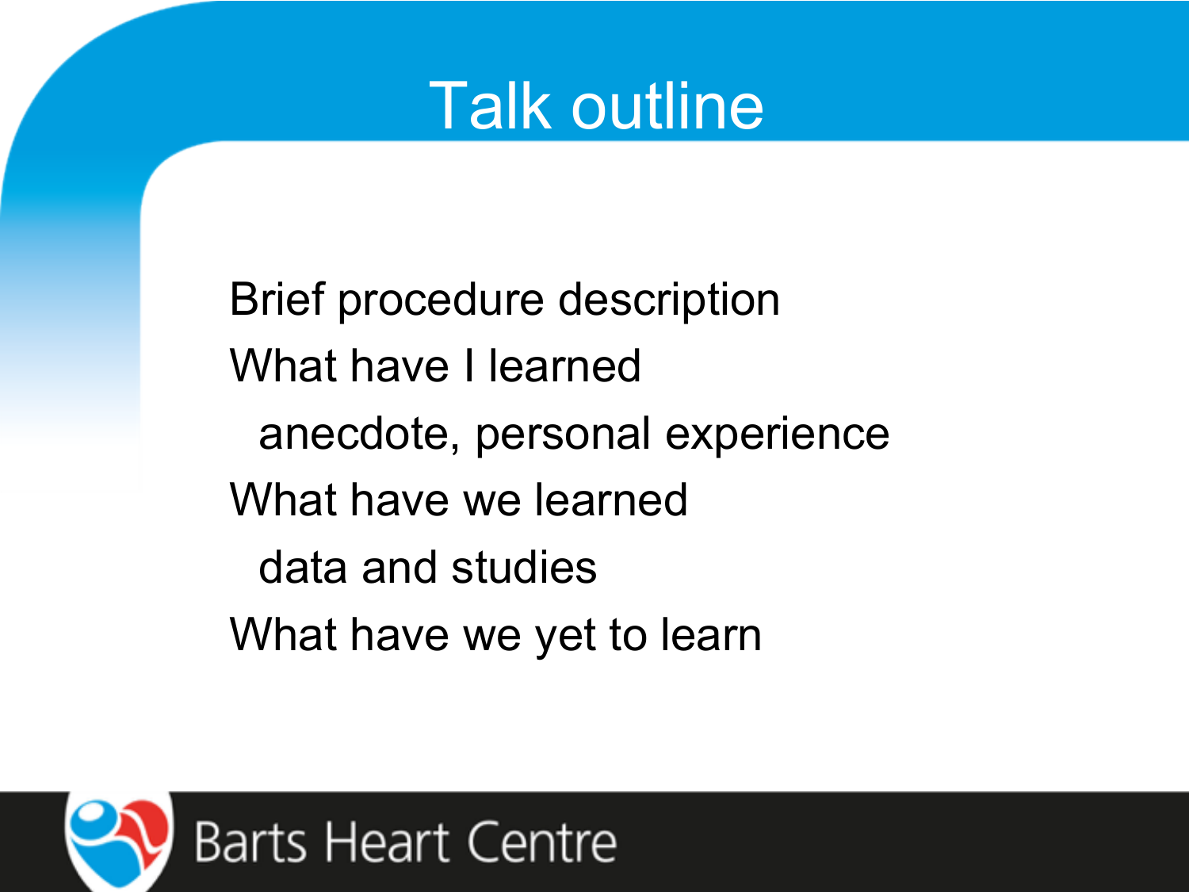# Talk outline

- Brief procedure description
- What have I learned
  - anecdote, personal experience
- What have we learned
  - data and studies
- What have we yet to learn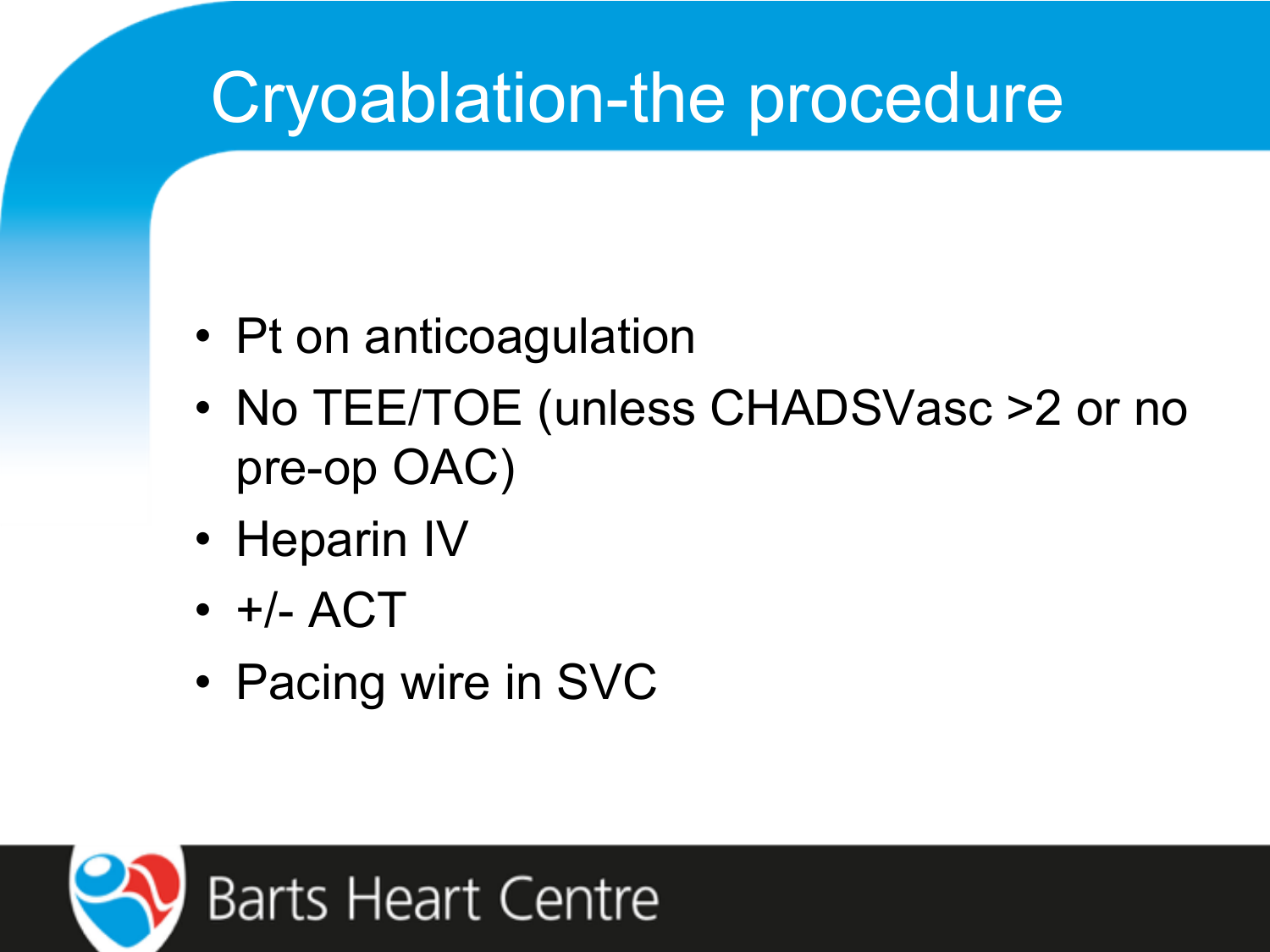# Cryoablation-the procedure

- Pt on anticoagulation
- No TEE/TOE (unless CHADSVasc >2 or no pre-op OAC)
- Heparin IV
- +/- ACT
- Pacing wire in SVC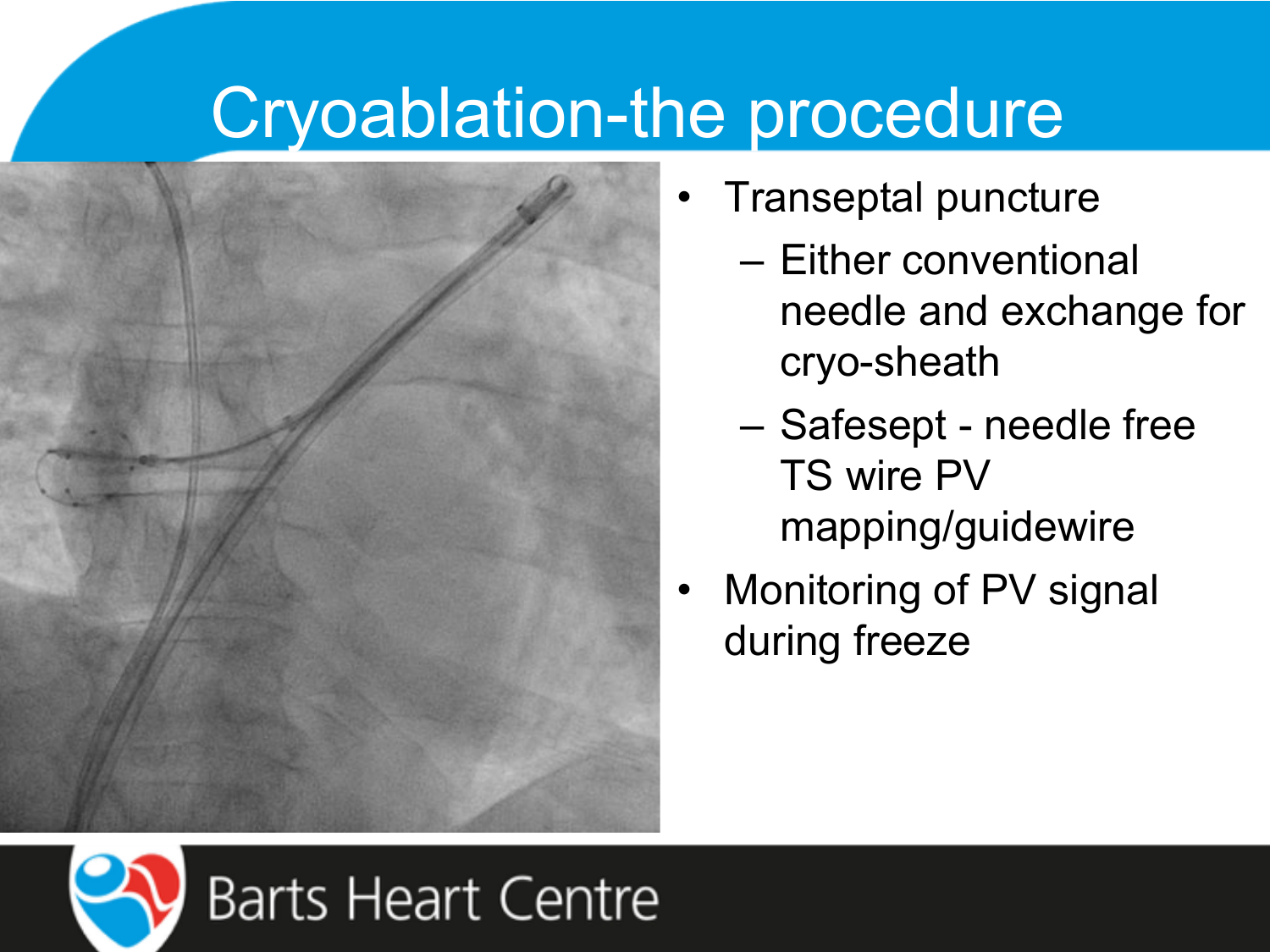# Cryoablation-the procedure

- Transeptal puncture
  - Either conventional needle and exchange for cryo-sheath
  - Safesept - needle free TS wire PV mapping/guidewire
- Monitoring of PV signal during freeze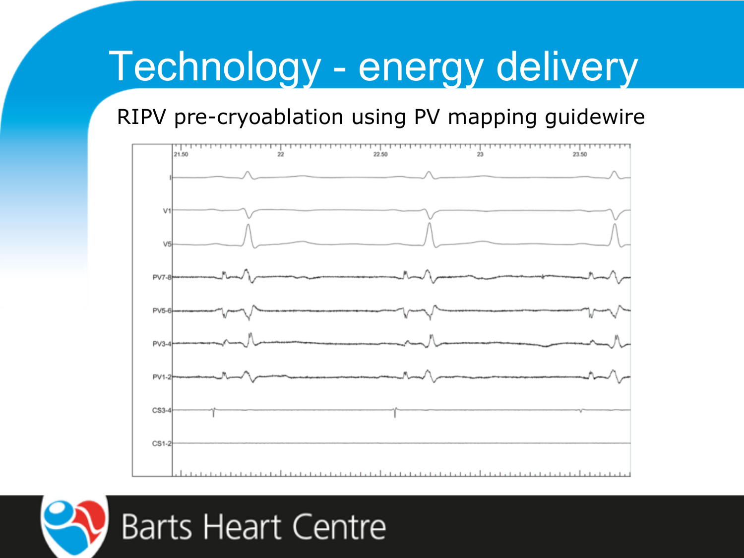# Technology - energy delivery

RIPV pre-cryoablation using PV mapping guidewire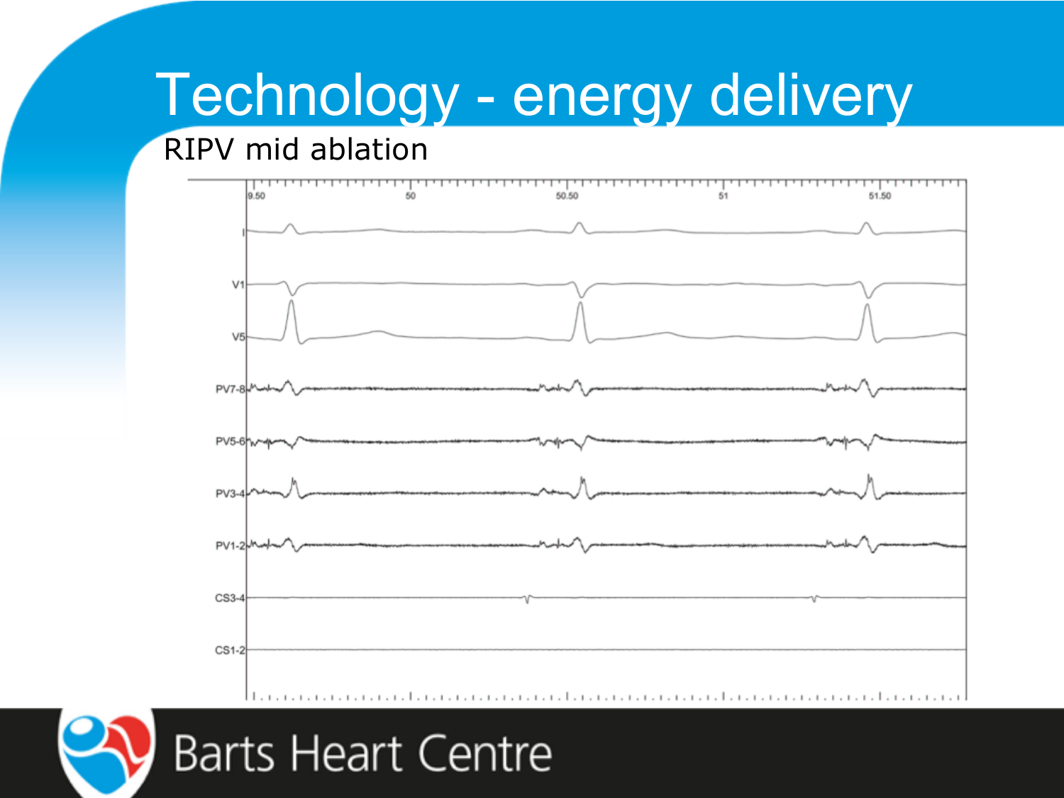# Technology - energy delivery

RIPV mid ablation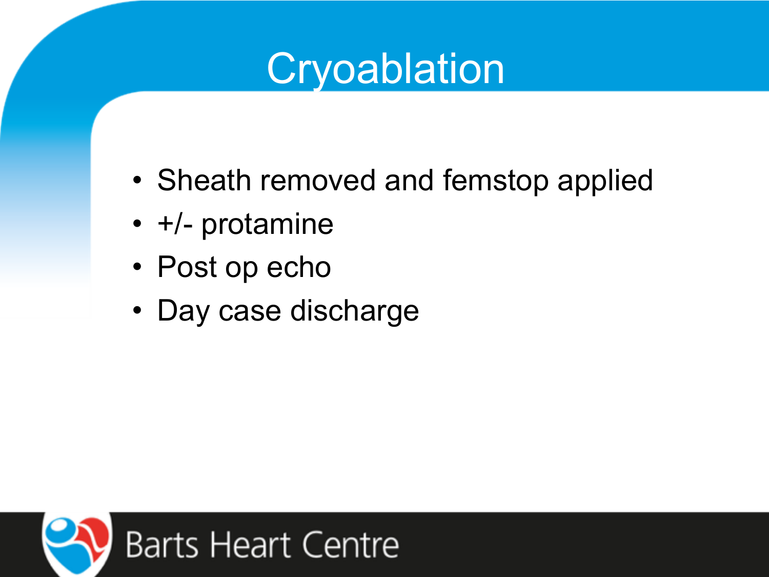# Cryoablation

- Sheath removed and femstop applied
- +/- protamine
- Post op echo
- Day case discharge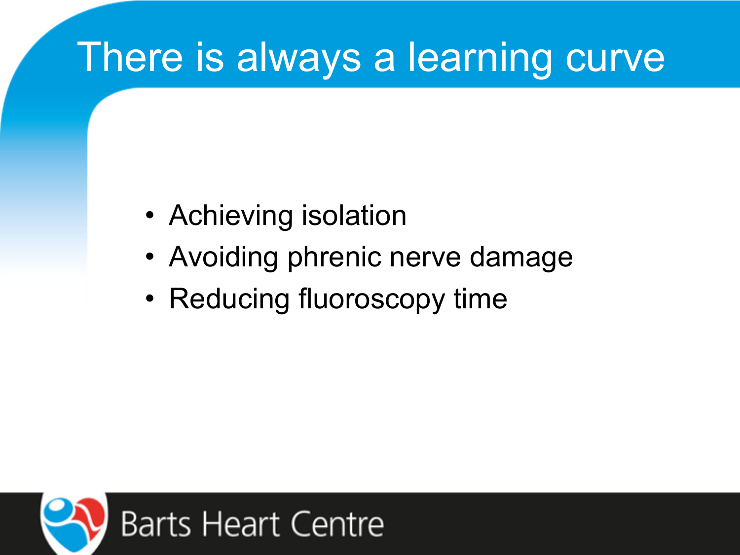# There is always a learning curve

- Achieving isolation
- Avoiding phrenic nerve damage
- Reducing fluoroscopy time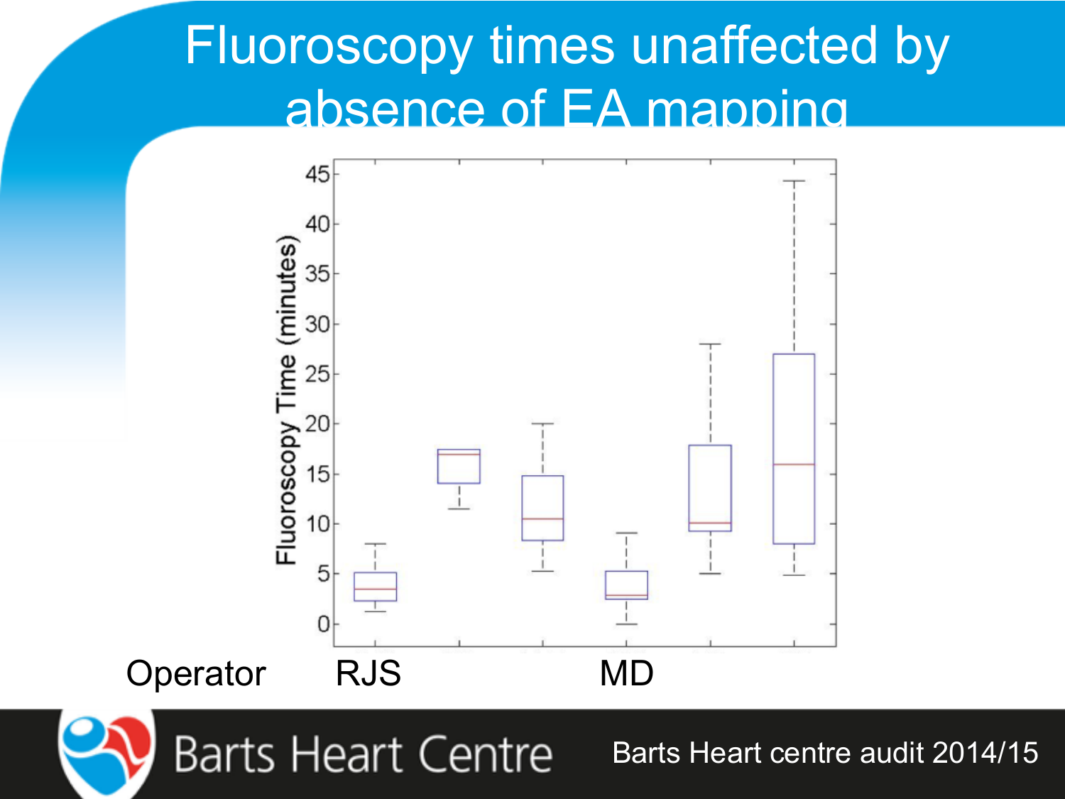# Fluoroscopy times unaffected by absence of EA mapping

Fluoroscopy Time (minutes)

Operator RJS MD

Barts Heart centre audit 2014/15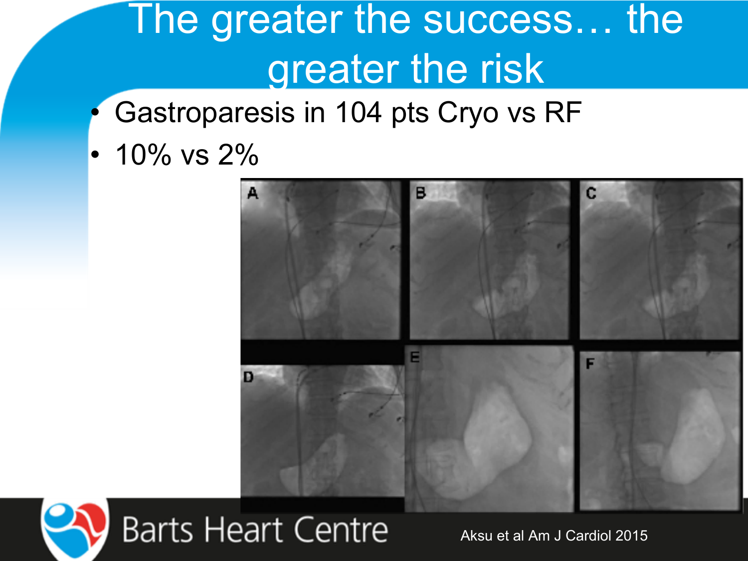# The greater the success… the greater the risk

- Gastroparesis in 104 pts Cryo vs RF
- 10% vs 2%

Aksu et al Am J Cardiol 2015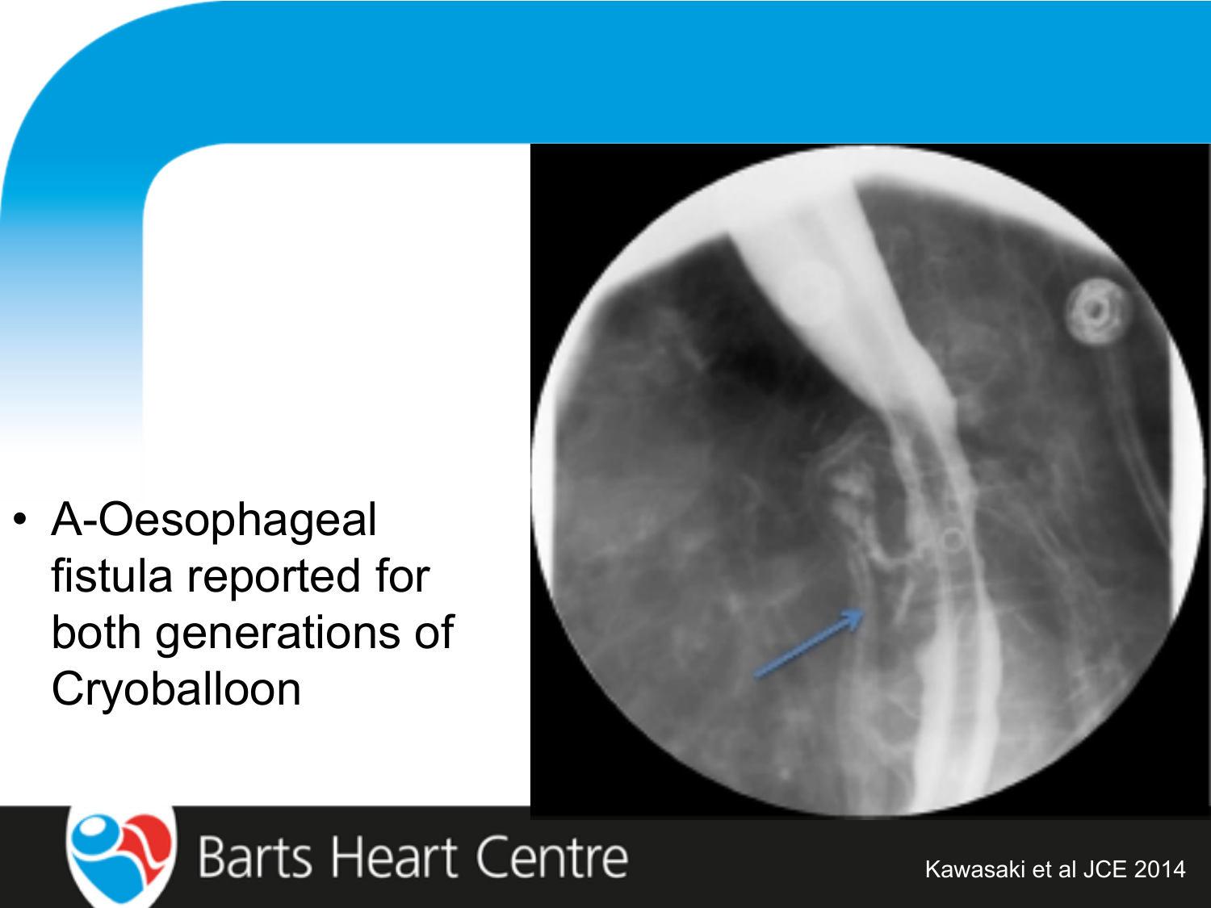- A-Oesophageal fistula reported for both generations of Cryoballoon

Kawasaki et al JCE 2014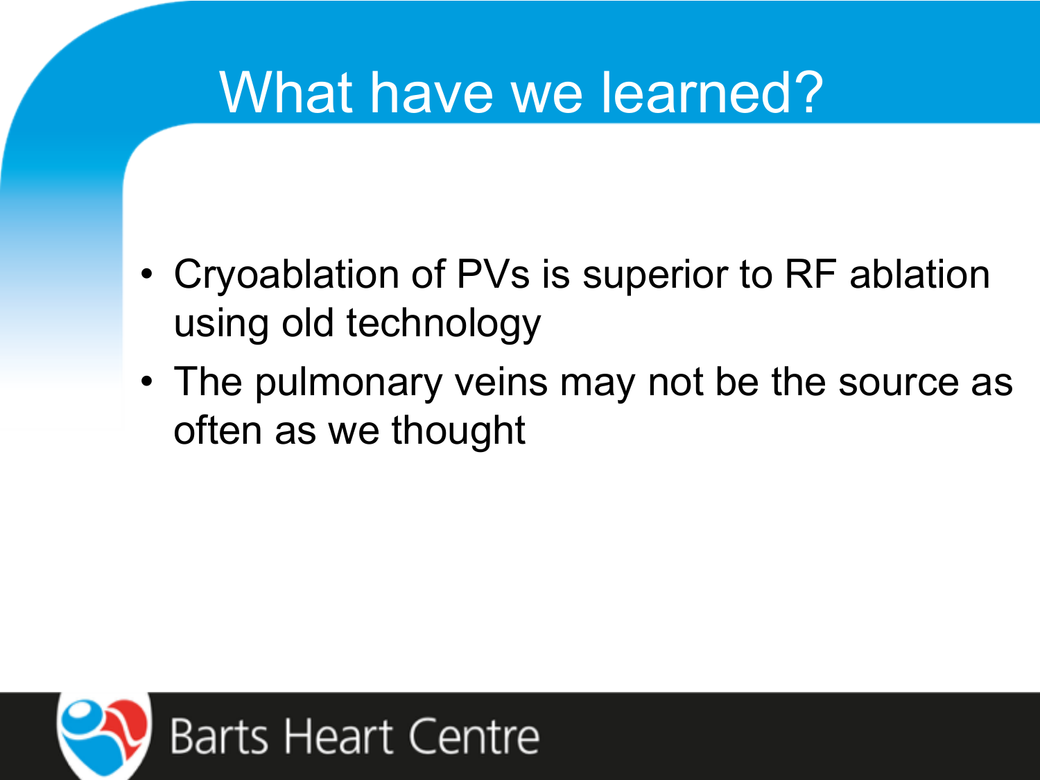# What have we learned?

- Cryoablation of PVs is superior to RF ablation using old technology
- The pulmonary veins may not be the source as often as we thought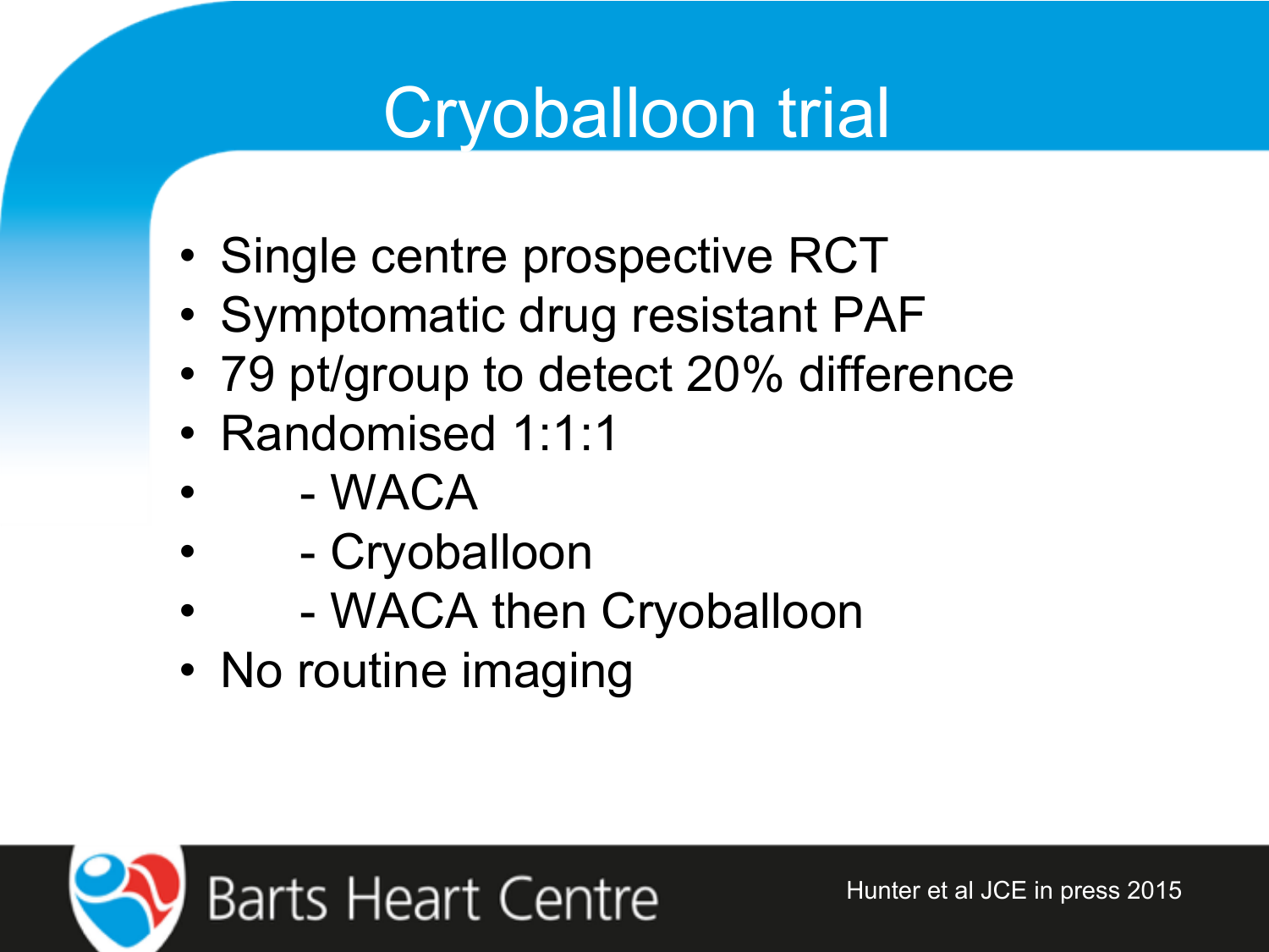# Cryoballoon trial

- Single centre prospective RCT
- Symptomatic drug resistant PAF
- 79 pt/group to detect 20% difference
- Randomised 1:1:1
  - WACA
  - Cryoballoon
  - WACA then Cryoballoon
- No routine imaging

Hunter et al JCE in press 2015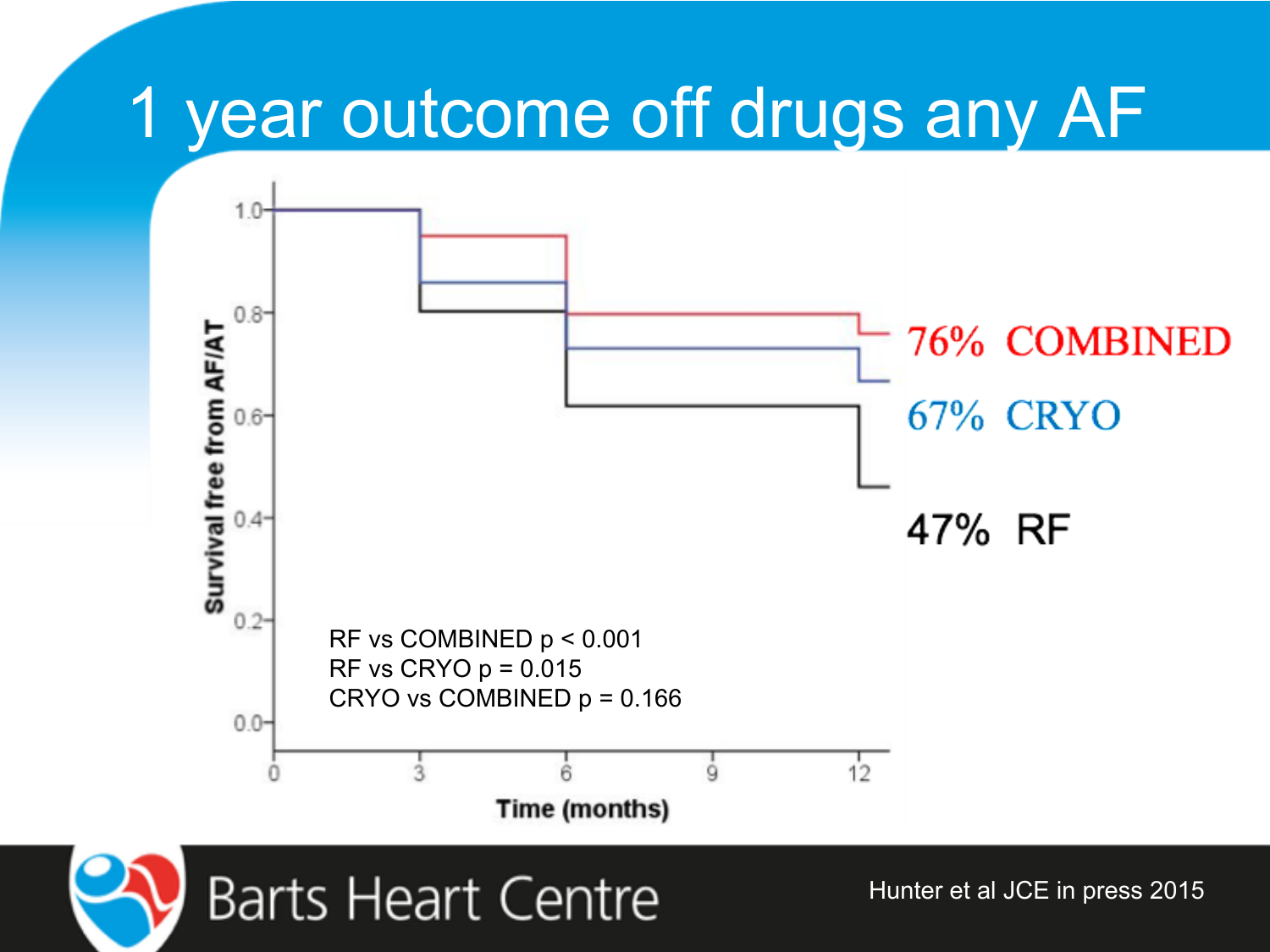# 1 year outcome off drugs any AF

Survival free from AF/AT

Time (months)

76% COMBINED

67% CRYO

47% RF

RF vs COMBINED $p < 0.001$
RF vs CRYO $p = 0.015$
CRYO vs COMBINED $p = 0.166$

Barts Heart Centre

Hunter et al JCE in press 2015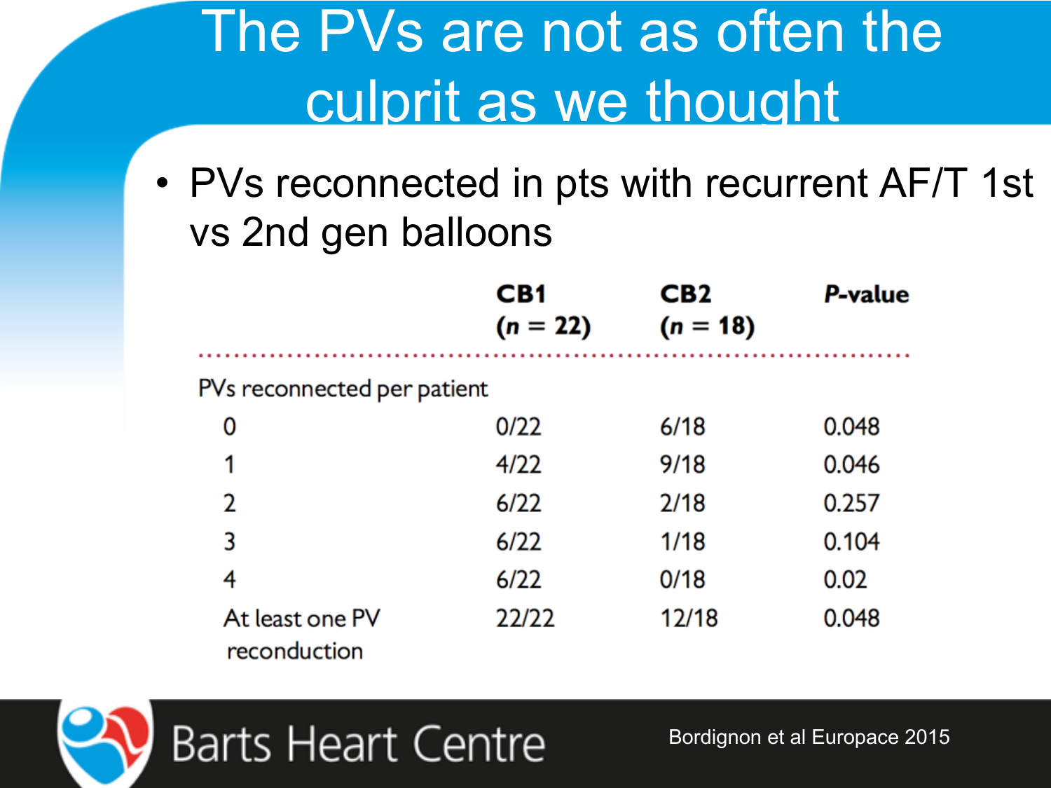# The PVs are not as often the culprit as we thought

- PVs reconnected in pts with recurrent AF/T 1st vs 2nd gen balloons

| | CB1 (*n* = 22) | CB2 (*n* = 18) | *P*-value |
|---|---|---|---|
| PVs reconnected per patient | | | |
| 0 | 0/22 | 6/18 | 0.048 |
| 1 | 4/22 | 9/18 | 0.046 |
| 2 | 6/22 | 2/18 | 0.257 |
| 3 | 6/22 | 1/18 | 0.104 |
| 4 | 6/22 | 0/18 | 0.02 |
| At least one PV reconduction | 22/22 | 12/18 | 0.048 |

Bordignon et al Europace 2015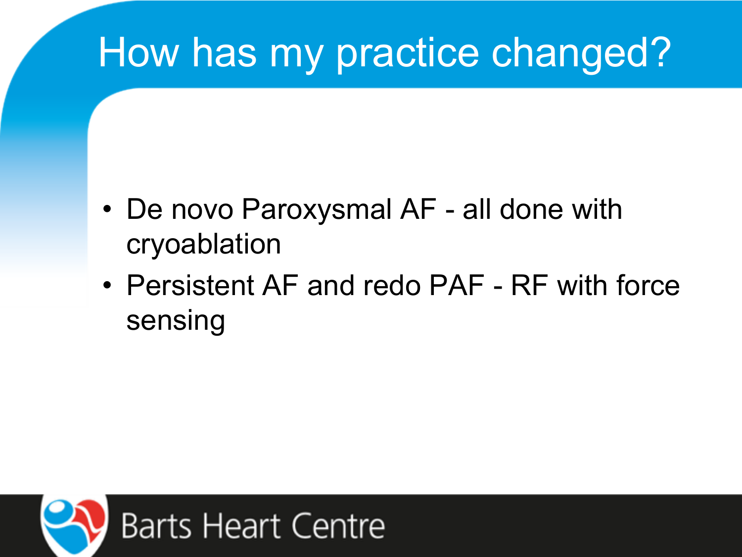# How has my practice changed?

- De novo Paroxysmal AF - all done with cryoablation
- Persistent AF and redo PAF - RF with force sensing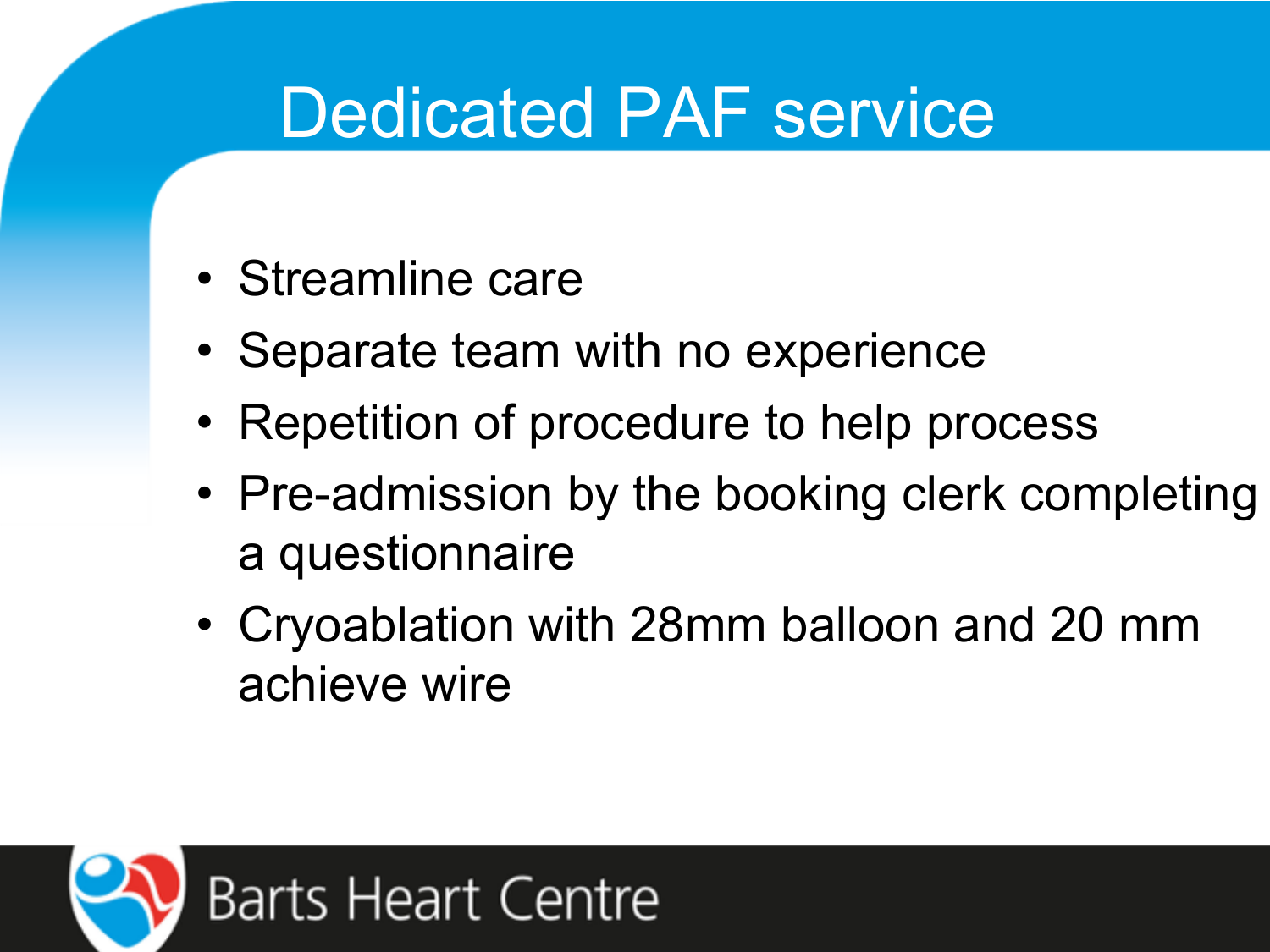# Dedicated PAF service

- Streamline care
- Separate team with no experience
- Repetition of procedure to help process
- Pre-admission by the booking clerk completing a questionnaire
- Cryoablation with 28mm balloon and 20 mm achieve wire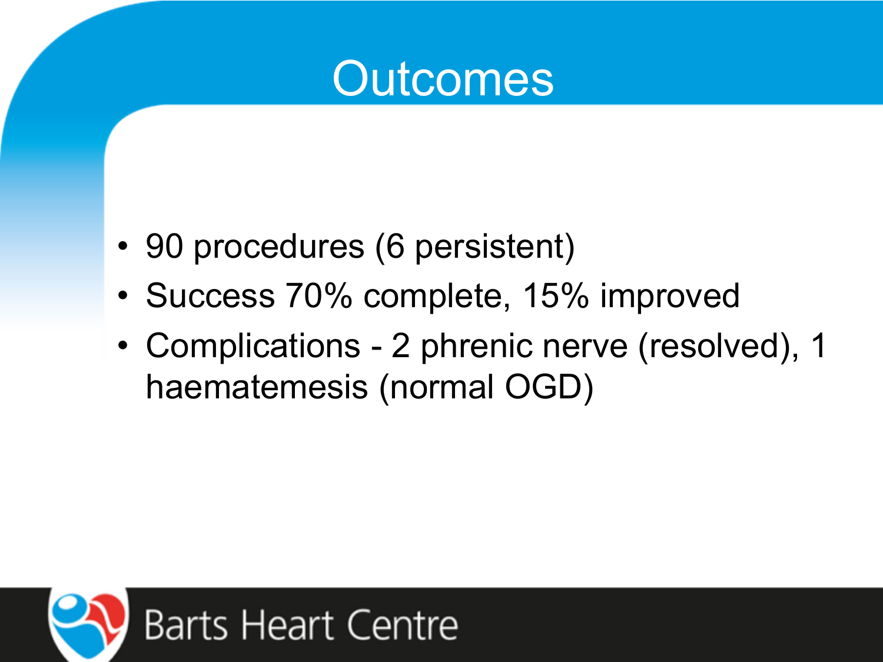# Outcomes

- 90 procedures (6 persistent)
- Success 70% complete, 15% improved
- Complications - 2 phrenic nerve (resolved), 1 haematemesis (normal OGD)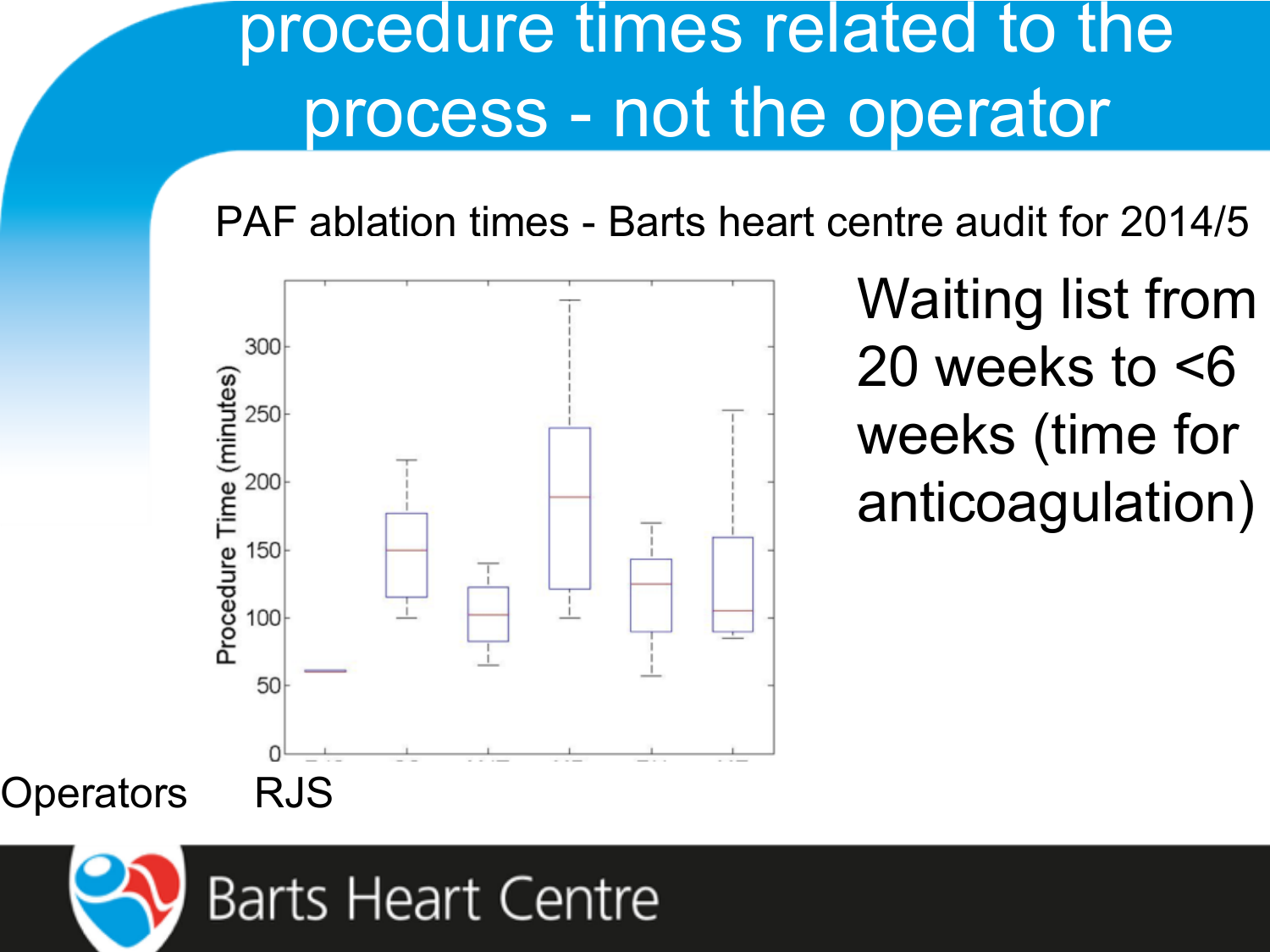# procedure times related to the process - not the operator

PAF ablation times - Barts heart centre audit for 2014/5

Procedure Time (minutes)

0
50
100
150
200
250
300

Waiting list from 20 weeks to <6 weeks (time for anticoagulation)

Operators RJS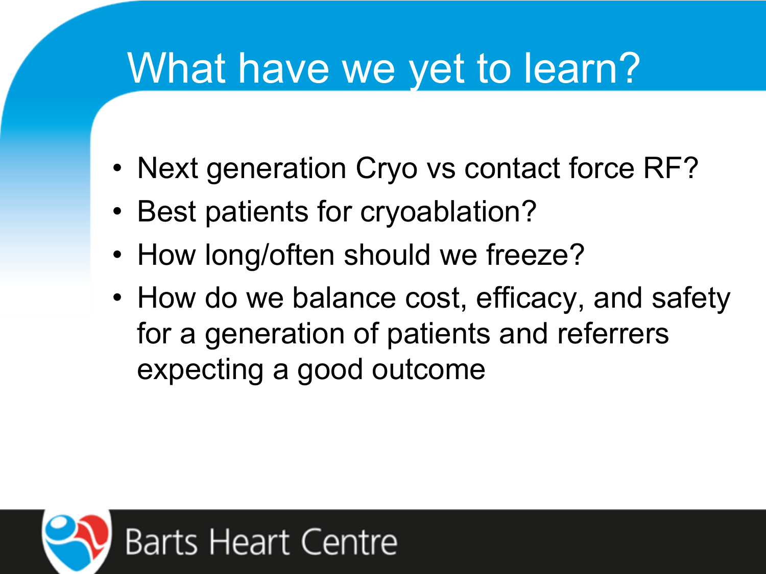# What have we yet to learn?

- Next generation Cryo vs contact force RF?
- Best patients for cryoablation?
- How long/often should we freeze?
- How do we balance cost, efficacy, and safety for a generation of patients and referrers expecting a good outcome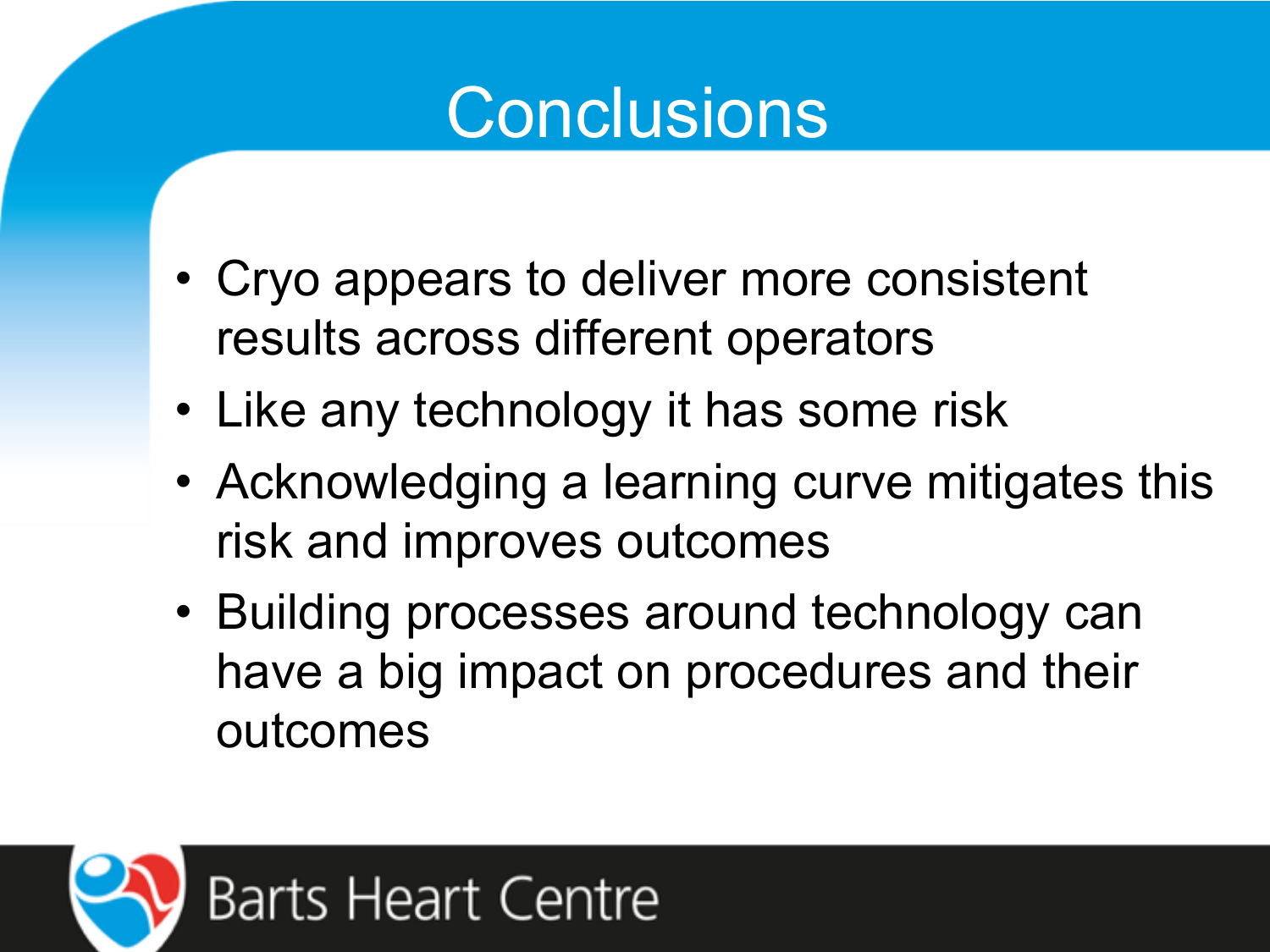# Conclusions

- Cryo appears to deliver more consistent results across different operators
- Like any technology it has some risk
- Acknowledging a learning curve mitigates this risk and improves outcomes
- Building processes around technology can have a big impact on procedures and their outcomes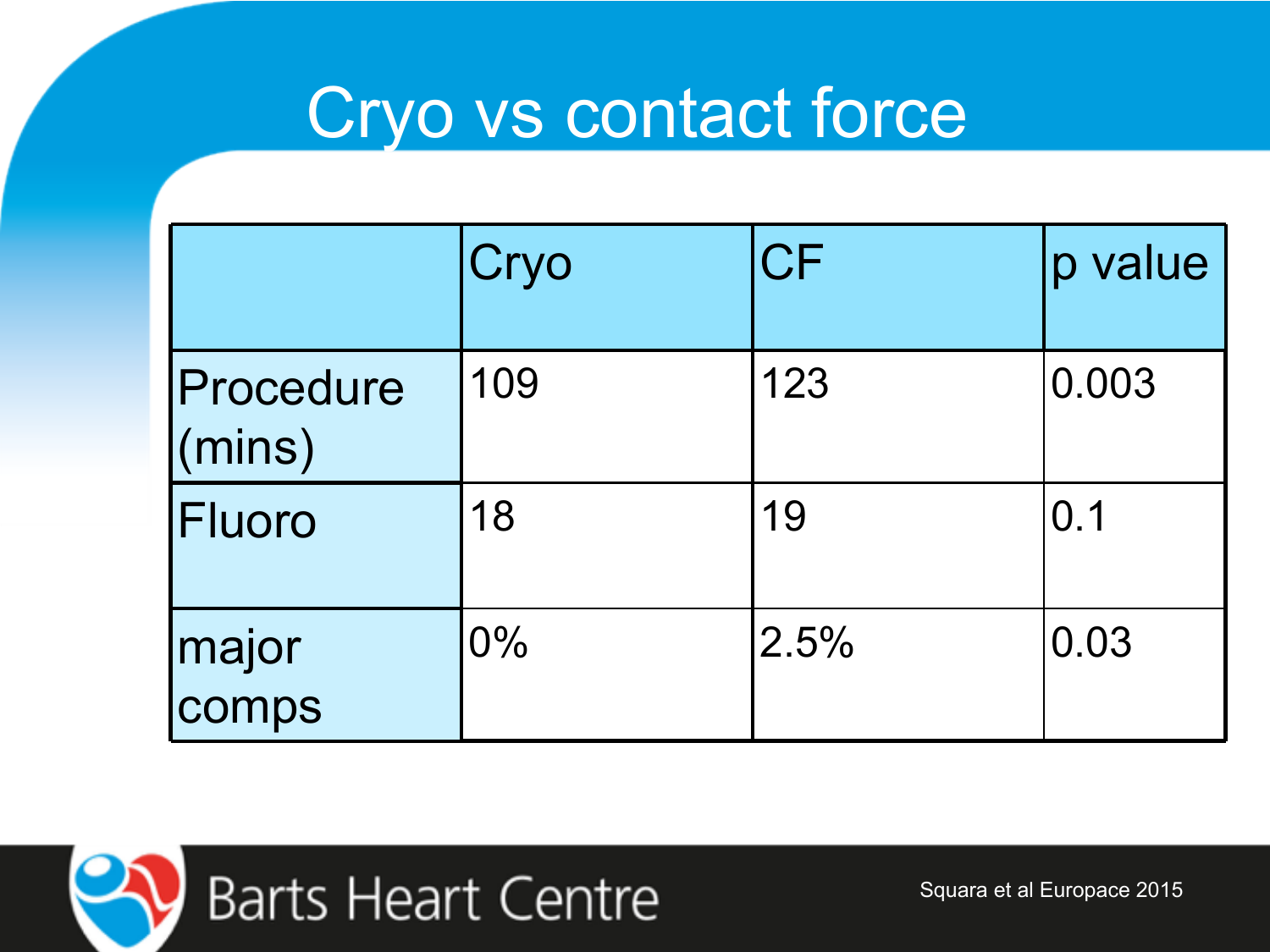# Cryo vs contact force

| | Cryo | CF | p value |
|---|---|---|---|
| Procedure (mins) | 109 | 123 | 0.003 |
| Fluoro | 18 | 19 | 0.1 |
| major comps | 0% | 2.5% | 0.03 |

Squara et al Europace 2015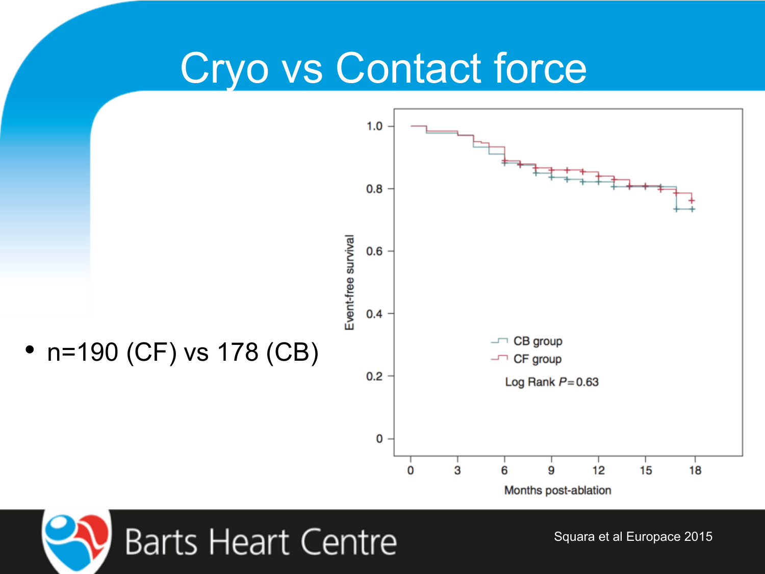# Cryo vs Contact force

- n=190 (CF) vs 178 (CB)

Event-free survival

1.0
0.8
0.6
0.4
0.2
0

0 3 6 9 12 15 18

Months post-ablation

CB group
CF group
Log Rank $P = 0.63$

Squara et al Europace 2015